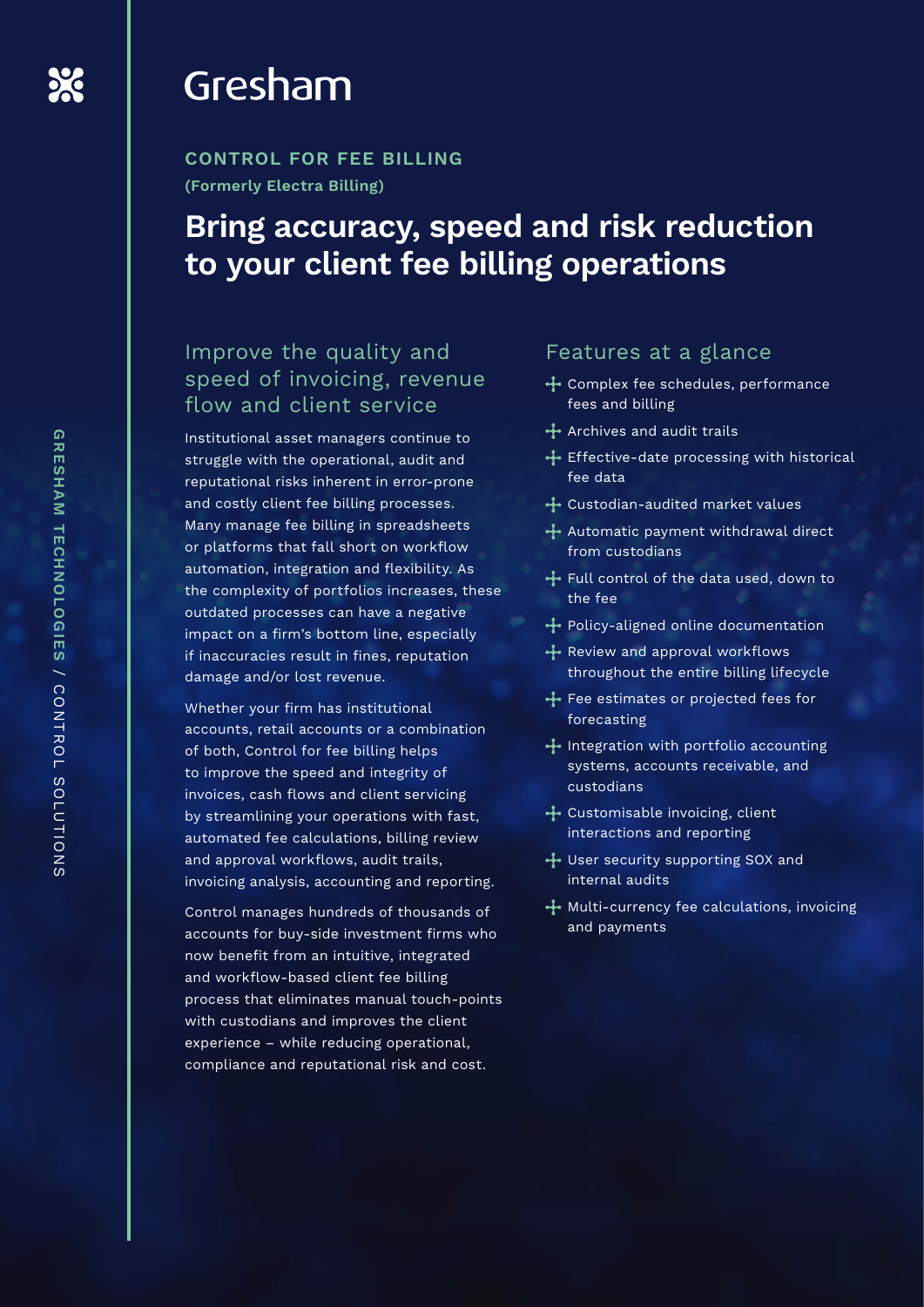# Gresham

**CONTROL FOR FEE BILLING**

**(Formerly Electra Billing)**

## Bring accuracy, speed and risk reduction to your client fee billing operations

### Improve the quality and speed of invoicing, revenue flow and client service

Institutional asset managers continue to struggle with the operational, audit and reputational risks inherent in error-prone and costly client fee billing processes. Many manage fee billing in spreadsheets or platforms that fall short on workflow automation, integration and flexibility. As the complexity of portfolios increases, these outdated processes can have a negative impact on a firm's bottom line, especially if inaccuracies result in fines, reputation damage and/or lost revenue.

Whether your firm has institutional accounts, retail accounts or a combination of both, Control for fee billing helps to improve the speed and integrity of invoices, cash flows and client servicing by streamlining your operations with fast, automated fee calculations, billing review and approval workflows, audit trails, invoicing analysis, accounting and reporting.

Control manages hundreds of thousands of accounts for buy-side investment firms who now benefit from an intuitive, integrated and workflow-based client fee billing process that eliminates manual touch-points with custodians and improves the client experience – while reducing operational, compliance and reputational risk and cost.

### Features at a glance

- Complex fee schedules, performance fees and billing
- Archives and audit trails
- Effective-date processing with historical fee data
- Custodian-audited market values
- Automatic payment withdrawal direct from custodians
- Full control of the data used, down to the fee
- Policy-aligned online documentation
- Review and approval workflows throughout the entire billing lifecycle
- Fee estimates or projected fees for forecasting
- Integration with portfolio accounting systems, accounts receivable, and custodians
- Customisable invoicing, client interactions and reporting
- User security supporting SOX and internal audits
- Multi-currency fee calculations, invoicing and payments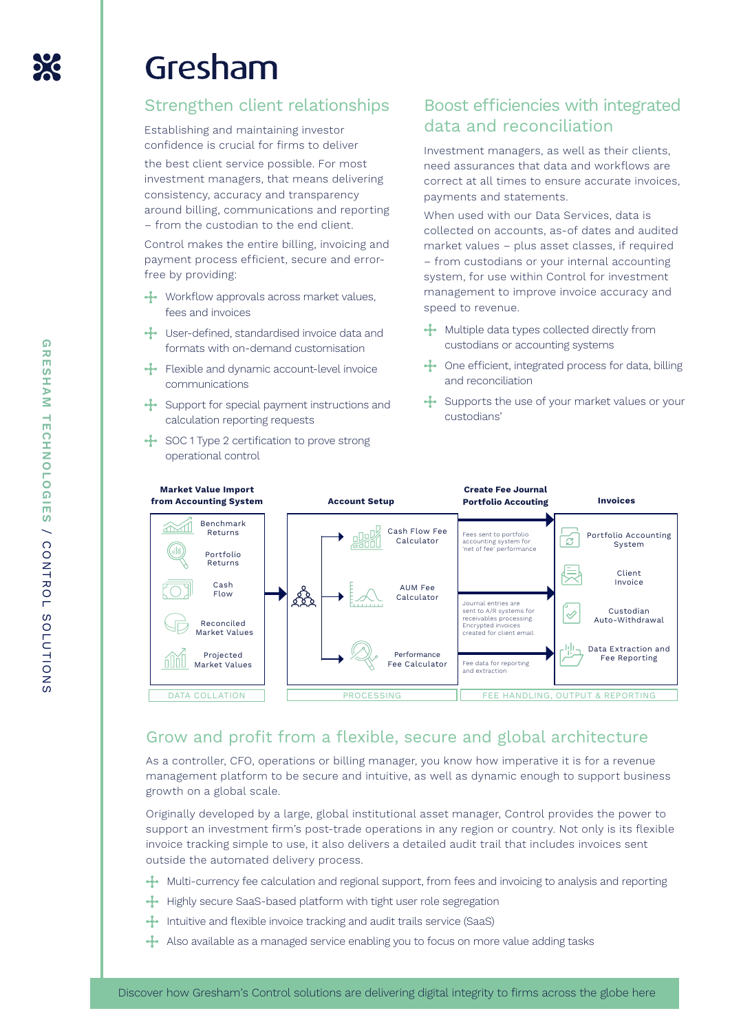# Gresham

## Strengthen client relationships

Establishing and maintaining investor confidence is crucial for firms to deliver the best client service possible. For most investment managers, that means delivering consistency, accuracy and transparency around billing, communications and reporting – from the custodian to the end client.

Control makes the entire billing, invoicing and payment process efficient, secure and error-free by providing:

- Workflow approvals across market values, fees and invoices
- User-defined, standardised invoice data and formats with on-demand customisation
- Flexible and dynamic account-level invoice communications
- Support for special payment instructions and calculation reporting requests
- SOC 1 Type 2 certification to prove strong operational control

## Boost efficiencies with integrated data and reconciliation

Investment managers, as well as their clients, need assurances that data and workflows are correct at all times to ensure accurate invoices, payments and statements.

When used with our Data Services, data is collected on accounts, as-of dates and audited market values – plus asset classes, if required – from custodians or your internal accounting system, for use within Control for investment management to improve invoice accuracy and speed to revenue.

- Multiple data types collected directly from custodians or accounting systems
- One efficient, integrated process for data, billing and reconciliation
- Supports the use of your market values or your custodians'

**Market Value Import from Accounting System**

Benchmark Returns
Portfolio Returns
Cash Flow
Reconciled Market Values
Projected Market Values

DATA COLLATION

**Account Setup**

Cash Flow Fee Calculator
AUM Fee Calculator
Performance Fee Calculator

PROCESSING

**Create Fee Journal Portfolio Accouting**

Fees sent to portfolio accounting system for 'net of fee' performance
Journal entries are sent to A/R systems for receivables processing. Encrypted invoices created for client email
Fee data for reporting and extraction

**Invoices**

Portfolio Accounting System
Client Invoice
Custodian Auto-Withdrawal
Data Extraction and Fee Reporting

FEE HANDLING, OUTPUT & REPORTING

## Grow and profit from a flexible, secure and global architecture

As a controller, CFO, operations or billing manager, you know how imperative it is for a revenue management platform to be secure and intuitive, as well as dynamic enough to support business growth on a global scale.

Originally developed by a large, global institutional asset manager, Control provides the power to support an investment firm's post-trade operations in any region or country. Not only is its flexible invoice tracking simple to use, it also delivers a detailed audit trail that includes invoices sent outside the automated delivery process.

- Multi-currency fee calculation and regional support, from fees and invoicing to analysis and reporting
- Highly secure SaaS-based platform with tight user role segregation
- Intuitive and flexible invoice tracking and audit trails service (SaaS)
- Also available as a managed service enabling you to focus on more value adding tasks

Discover how Gresham's Control solutions are delivering digital integrity to firms across the globe here

GRESHAM TECHNOLOGIES / CONTROL SOLUTIONS